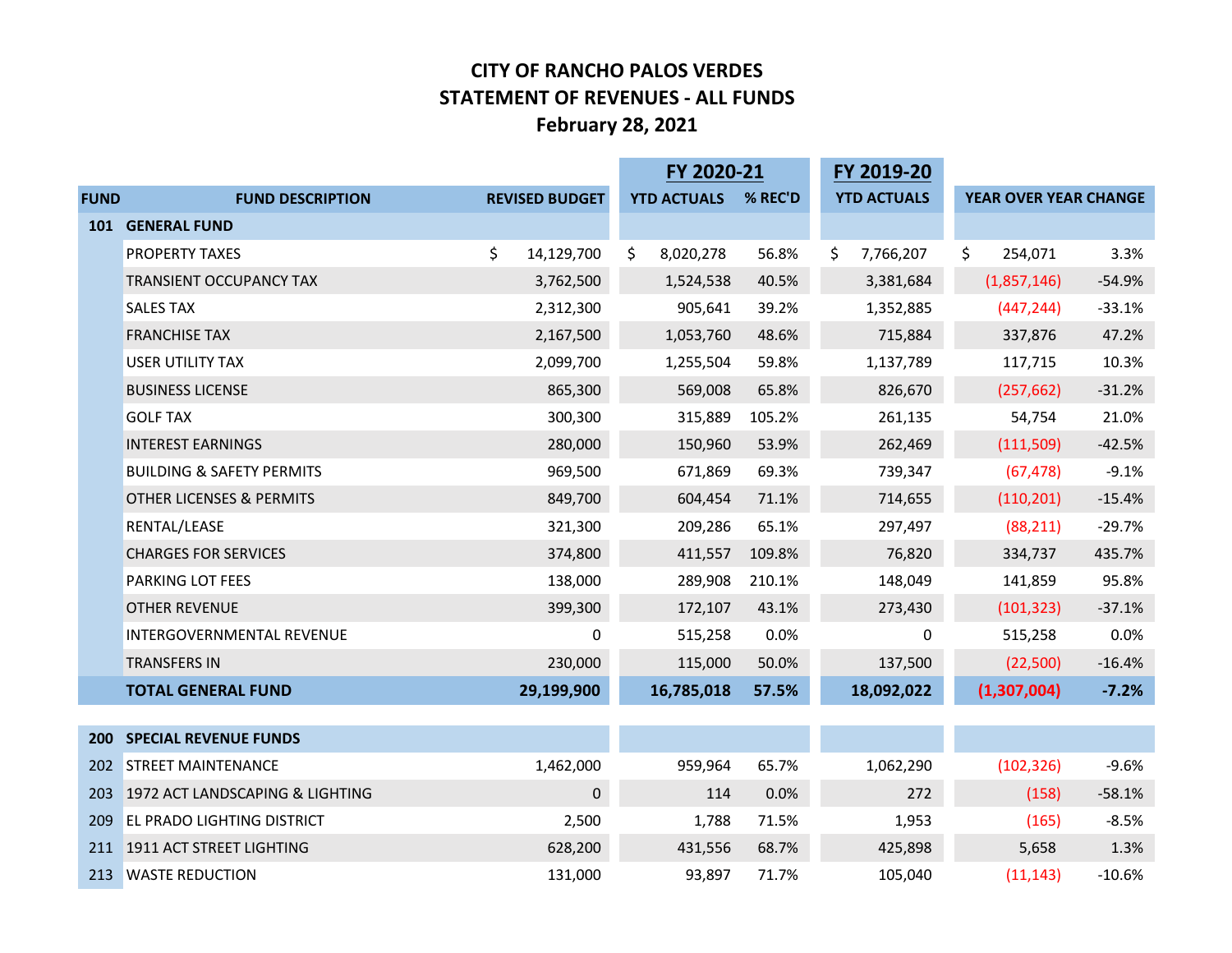# CITY OF RANCHO PALOS VERDES
## STATEMENT OF REVENUES - ALL FUNDS
### February 28, 2021

| FUND | FUND DESCRIPTION | REVISED BUDGET | FY 2020-21 YTD ACTUALS | FY 2020-21 % REC'D | FY 2019-20 YTD ACTUALS | YEAR OVER YEAR CHANGE | |
|---|---|---|---|---|---|---|---|
| **101** | **GENERAL FUND** | | | | | | |
| | PROPERTY TAXES | $ 14,129,700 | $ 8,020,278 | 56.8% | $ 7,766,207 | $ 254,071 | 3.3% |
| | TRANSIENT OCCUPANCY TAX | 3,762,500 | 1,524,538 | 40.5% | 3,381,684 | (1,857,146) | -54.9% |
| | SALES TAX | 2,312,300 | 905,641 | 39.2% | 1,352,885 | (447,244) | -33.1% |
| | FRANCHISE TAX | 2,167,500 | 1,053,760 | 48.6% | 715,884 | 337,876 | 47.2% |
| | USER UTILITY TAX | 2,099,700 | 1,255,504 | 59.8% | 1,137,789 | 117,715 | 10.3% |
| | BUSINESS LICENSE | 865,300 | 569,008 | 65.8% | 826,670 | (257,662) | -31.2% |
| | GOLF TAX | 300,300 | 315,889 | 105.2% | 261,135 | 54,754 | 21.0% |
| | INTEREST EARNINGS | 280,000 | 150,960 | 53.9% | 262,469 | (111,509) | -42.5% |
| | BUILDING & SAFETY PERMITS | 969,500 | 671,869 | 69.3% | 739,347 | (67,478) | -9.1% |
| | OTHER LICENSES & PERMITS | 849,700 | 604,454 | 71.1% | 714,655 | (110,201) | -15.4% |
| | RENTAL/LEASE | 321,300 | 209,286 | 65.1% | 297,497 | (88,211) | -29.7% |
| | CHARGES FOR SERVICES | 374,800 | 411,557 | 109.8% | 76,820 | 334,737 | 435.7% |
| | PARKING LOT FEES | 138,000 | 289,908 | 210.1% | 148,049 | 141,859 | 95.8% |
| | OTHER REVENUE | 399,300 | 172,107 | 43.1% | 273,430 | (101,323) | -37.1% |
| | INTERGOVERNMENTAL REVENUE | 0 | 515,258 | 0.0% | 0 | 515,258 | 0.0% |
| | TRANSFERS IN | 230,000 | 115,000 | 50.0% | 137,500 | (22,500) | -16.4% |
| | **TOTAL GENERAL FUND** | **29,199,900** | **16,785,018** | **57.5%** | **18,092,022** | **(1,307,004)** | **-7.2%** |
| **200** | **SPECIAL REVENUE FUNDS** | | | | | | |
| 202 | STREET MAINTENANCE | 1,462,000 | 959,964 | 65.7% | 1,062,290 | (102,326) | -9.6% |
| 203 | 1972 ACT LANDSCAPING & LIGHTING | 0 | 114 | 0.0% | 272 | (158) | -58.1% |
| 209 | EL PRADO LIGHTING DISTRICT | 2,500 | 1,788 | 71.5% | 1,953 | (165) | -8.5% |
| 211 | 1911 ACT STREET LIGHTING | 628,200 | 431,556 | 68.7% | 425,898 | 5,658 | 1.3% |
| 213 | WASTE REDUCTION | 131,000 | 93,897 | 71.7% | 105,040 | (11,143) | -10.6% |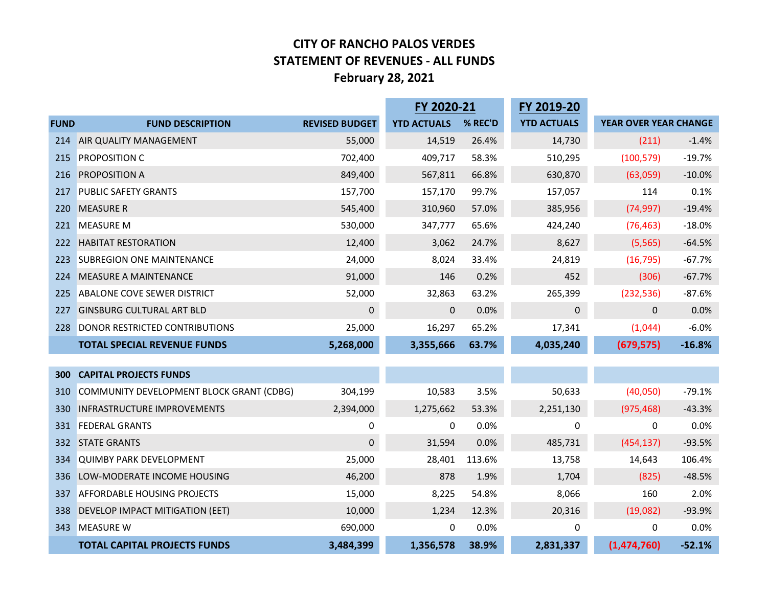# CITY OF RANCHO PALOS VERDES
## STATEMENT OF REVENUES - ALL FUNDS
### February 28, 2021

| | | | FY 2020-21 | | FY 2019-20 | | |
|---|---|---|---|---|---|---|---|
| **FUND** | **FUND DESCRIPTION** | **REVISED BUDGET** | **YTD ACTUALS** | **% REC'D** | **YTD ACTUALS** | **YEAR OVER YEAR CHANGE** | |
| 214 | AIR QUALITY MANAGEMENT | 55,000 | 14,519 | 26.4% | 14,730 | (211) | -1.4% |
| 215 | PROPOSITION C | 702,400 | 409,717 | 58.3% | 510,295 | (100,579) | -19.7% |
| 216 | PROPOSITION A | 849,400 | 567,811 | 66.8% | 630,870 | (63,059) | -10.0% |
| 217 | PUBLIC SAFETY GRANTS | 157,700 | 157,170 | 99.7% | 157,057 | 114 | 0.1% |
| 220 | MEASURE R | 545,400 | 310,960 | 57.0% | 385,956 | (74,997) | -19.4% |
| 221 | MEASURE M | 530,000 | 347,777 | 65.6% | 424,240 | (76,463) | -18.0% |
| 222 | HABITAT RESTORATION | 12,400 | 3,062 | 24.7% | 8,627 | (5,565) | -64.5% |
| 223 | SUBREGION ONE MAINTENANCE | 24,000 | 8,024 | 33.4% | 24,819 | (16,795) | -67.7% |
| 224 | MEASURE A MAINTENANCE | 91,000 | 146 | 0.2% | 452 | (306) | -67.7% |
| 225 | ABALONE COVE SEWER DISTRICT | 52,000 | 32,863 | 63.2% | 265,399 | (232,536) | -87.6% |
| 227 | GINSBURG CULTURAL ART BLD | 0 | 0 | 0.0% | 0 | 0 | 0.0% |
| 228 | DONOR RESTRICTED CONTRIBUTIONS | 25,000 | 16,297 | 65.2% | 17,341 | (1,044) | -6.0% |
| | **TOTAL SPECIAL REVENUE FUNDS** | **5,268,000** | **3,355,666** | **63.7%** | **4,035,240** | **(679,575)** | **-16.8%** |
| | | | | | | | |
| **300** | **CAPITAL PROJECTS FUNDS** | | | | | | |
| 310 | COMMUNITY DEVELOPMENT BLOCK GRANT (CDBG) | 304,199 | 10,583 | 3.5% | 50,633 | (40,050) | -79.1% |
| 330 | INFRASTRUCTURE IMPROVEMENTS | 2,394,000 | 1,275,662 | 53.3% | 2,251,130 | (975,468) | -43.3% |
| 331 | FEDERAL GRANTS | 0 | 0 | 0.0% | 0 | 0 | 0.0% |
| 332 | STATE GRANTS | 0 | 31,594 | 0.0% | 485,731 | (454,137) | -93.5% |
| 334 | QUIMBY PARK DEVELOPMENT | 25,000 | 28,401 | 113.6% | 13,758 | 14,643 | 106.4% |
| 336 | LOW-MODERATE INCOME HOUSING | 46,200 | 878 | 1.9% | 1,704 | (825) | -48.5% |
| 337 | AFFORDABLE HOUSING PROJECTS | 15,000 | 8,225 | 54.8% | 8,066 | 160 | 2.0% |
| 338 | DEVELOP IMPACT MITIGATION (EET) | 10,000 | 1,234 | 12.3% | 20,316 | (19,082) | -93.9% |
| 343 | MEASURE W | 690,000 | 0 | 0.0% | 0 | 0 | 0.0% |
| | **TOTAL CAPITAL PROJECTS FUNDS** | **3,484,399** | **1,356,578** | **38.9%** | **2,831,337** | **(1,474,760)** | **-52.1%** |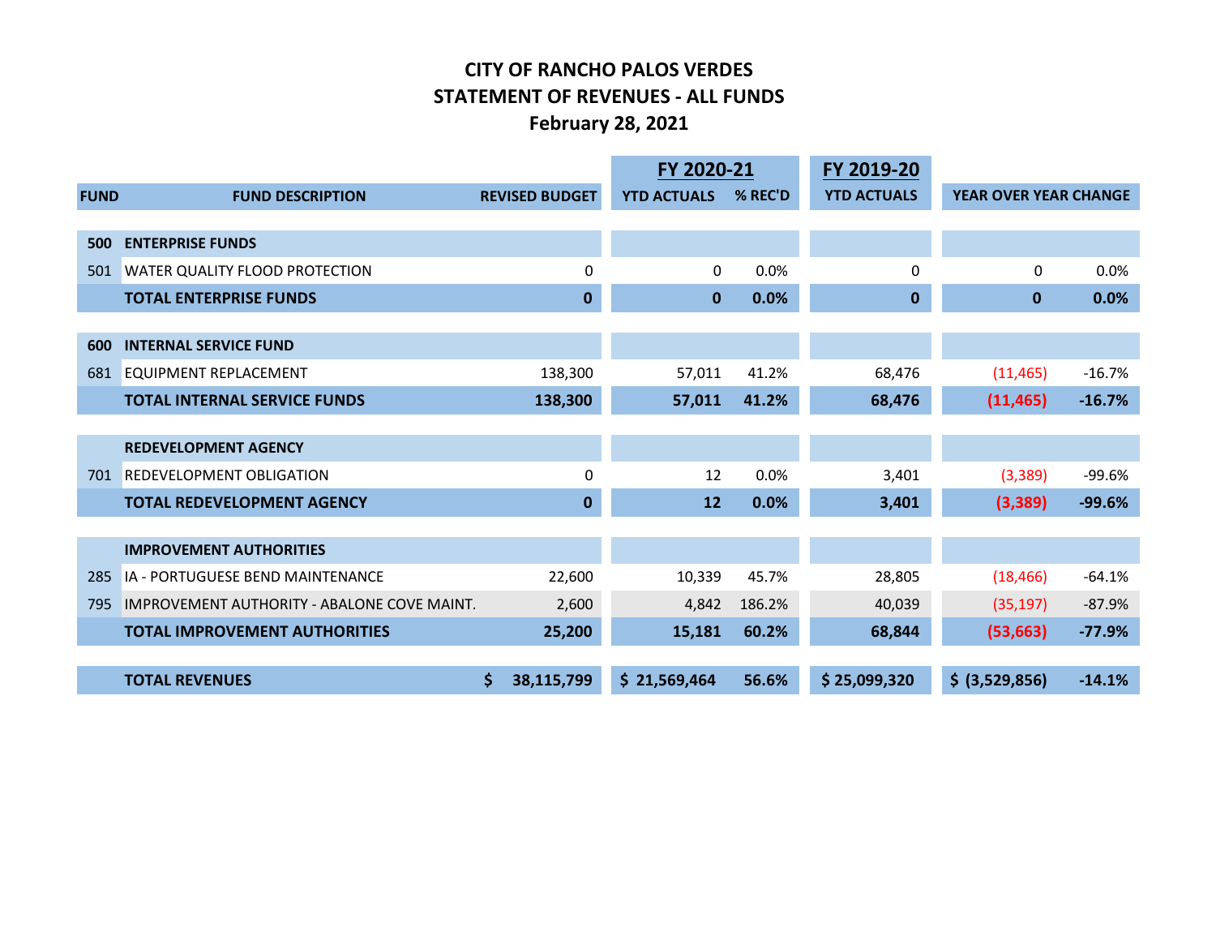# CITY OF RANCHO PALOS VERDES
## STATEMENT OF REVENUES - ALL FUNDS
### February 28, 2021

| | | | FY 2020-21 | | FY 2019-20 | | |
|---|---|---|---|---|---|---|---|
| **FUND** | **FUND DESCRIPTION** | **REVISED BUDGET** | **YTD ACTUALS** | **% REC'D** | **YTD ACTUALS** | **YEAR OVER YEAR CHANGE** | |
| **500** | **ENTERPRISE FUNDS** | | | | | | |
| 501 | WATER QUALITY FLOOD PROTECTION | 0 | 0 | 0.0% | 0 | 0 | 0.0% |
| | **TOTAL ENTERPRISE FUNDS** | **0** | **0** | **0.0%** | **0** | **0** | **0.0%** |
| **600** | **INTERNAL SERVICE FUND** | | | | | | |
| 681 | EQUIPMENT REPLACEMENT | 138,300 | 57,011 | 41.2% | 68,476 | (11,465) | -16.7% |
| | **TOTAL INTERNAL SERVICE FUNDS** | **138,300** | **57,011** | **41.2%** | **68,476** | **(11,465)** | **-16.7%** |
| | **REDEVELOPMENT AGENCY** | | | | | | |
| 701 | REDEVELOPMENT OBLIGATION | 0 | 12 | 0.0% | 3,401 | (3,389) | -99.6% |
| | **TOTAL REDEVELOPMENT AGENCY** | **0** | **12** | **0.0%** | **3,401** | **(3,389)** | **-99.6%** |
| | **IMPROVEMENT AUTHORITIES** | | | | | | |
| 285 | IA - PORTUGUESE BEND MAINTENANCE | 22,600 | 10,339 | 45.7% | 28,805 | (18,466) | -64.1% |
| 795 | IMPROVEMENT AUTHORITY - ABALONE COVE MAINT. | 2,600 | 4,842 | 186.2% | 40,039 | (35,197) | -87.9% |
| | **TOTAL IMPROVEMENT AUTHORITIES** | **25,200** | **15,181** | **60.2%** | **68,844** | **(53,663)** | **-77.9%** |
| | **TOTAL REVENUES** | **$ 38,115,799** | **$ 21,569,464** | **56.6%** | **$ 25,099,320** | **$ (3,529,856)** | **-14.1%** |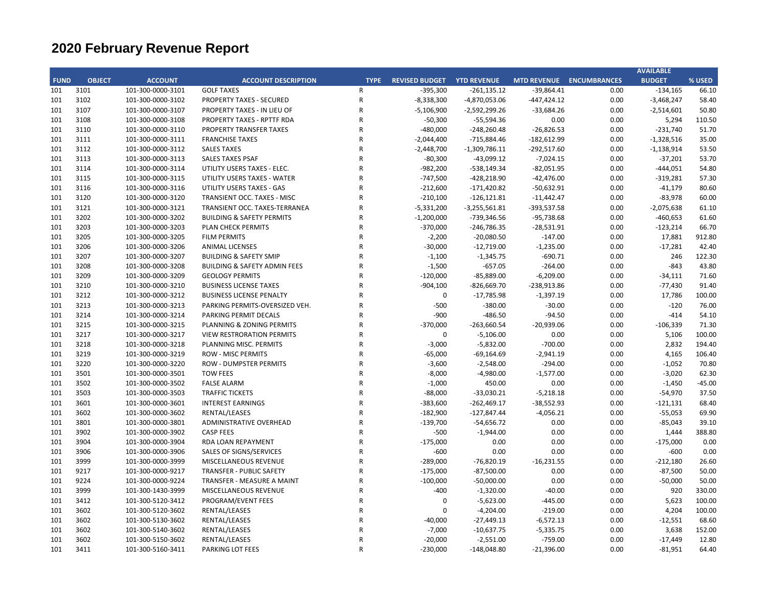# 2020 February Revenue Report

| FUND | OBJECT | ACCOUNT | ACCOUNT DESCRIPTION | TYPE | REVISED BUDGET | YTD REVENUE | MTD REVENUE | ENCUMBRANCES | AVAILABLE BUDGET | % USED |
|---|---|---|---|---|---|---|---|---|---|---|
| 101 | 3101 | 101-300-0000-3101 | GOLF TAXES | R | -395,300 | -261,135.12 | -39,864.41 | 0.00 | -134,165 | 66.10 |
| 101 | 3102 | 101-300-0000-3102 | PROPERTY TAXES - SECURED | R | -8,338,300 | -4,870,053.06 | -447,424.12 | 0.00 | -3,468,247 | 58.40 |
| 101 | 3107 | 101-300-0000-3107 | PROPERTY TAXES - IN LIEU OF | R | -5,106,900 | -2,592,299.26 | -33,684.26 | 0.00 | -2,514,601 | 50.80 |
| 101 | 3108 | 101-300-0000-3108 | PROPERTY TAXES - RPTTF RDA | R | -50,300 | -55,594.36 | 0.00 | 0.00 | 5,294 | 110.50 |
| 101 | 3110 | 101-300-0000-3110 | PROPERTY TRANSFER TAXES | R | -480,000 | -248,260.48 | -26,826.53 | 0.00 | -231,740 | 51.70 |
| 101 | 3111 | 101-300-0000-3111 | FRANCHISE TAXES | R | -2,044,400 | -715,884.46 | -182,612.99 | 0.00 | -1,328,516 | 35.00 |
| 101 | 3112 | 101-300-0000-3112 | SALES TAXES | R | -2,448,700 | -1,309,786.11 | -292,517.60 | 0.00 | -1,138,914 | 53.50 |
| 101 | 3113 | 101-300-0000-3113 | SALES TAXES PSAF | R | -80,300 | -43,099.12 | -7,024.15 | 0.00 | -37,201 | 53.70 |
| 101 | 3114 | 101-300-0000-3114 | UTILITY USERS TAXES - ELEC. | R | -982,200 | -538,149.34 | -82,051.95 | 0.00 | -444,051 | 54.80 |
| 101 | 3115 | 101-300-0000-3115 | UTILITY USERS TAXES - WATER | R | -747,500 | -428,218.90 | -42,476.00 | 0.00 | -319,281 | 57.30 |
| 101 | 3116 | 101-300-0000-3116 | UTILITY USERS TAXES - GAS | R | -212,600 | -171,420.82 | -50,632.91 | 0.00 | -41,179 | 80.60 |
| 101 | 3120 | 101-300-0000-3120 | TRANSIENT OCC. TAXES - MISC | R | -210,100 | -126,121.81 | -11,442.47 | 0.00 | -83,978 | 60.00 |
| 101 | 3121 | 101-300-0000-3121 | TRANSIENT OCC. TAXES-TERRANEA | R | -5,331,200 | -3,255,561.81 | -393,537.58 | 0.00 | -2,075,638 | 61.10 |
| 101 | 3202 | 101-300-0000-3202 | BUILDING & SAFETY PERMITS | R | -1,200,000 | -739,346.56 | -95,738.68 | 0.00 | -460,653 | 61.60 |
| 101 | 3203 | 101-300-0000-3203 | PLAN CHECK PERMITS | R | -370,000 | -246,786.35 | -28,531.91 | 0.00 | -123,214 | 66.70 |
| 101 | 3205 | 101-300-0000-3205 | FILM PERMITS | R | -2,200 | -20,080.50 | -147.00 | 0.00 | 17,881 | 912.80 |
| 101 | 3206 | 101-300-0000-3206 | ANIMAL LICENSES | R | -30,000 | -12,719.00 | -1,235.00 | 0.00 | -17,281 | 42.40 |
| 101 | 3207 | 101-300-0000-3207 | BUILDING & SAFETY SMIP | R | -1,100 | -1,345.75 | -690.71 | 0.00 | 246 | 122.30 |
| 101 | 3208 | 101-300-0000-3208 | BUILDING & SAFETY ADMIN FEES | R | -1,500 | -657.05 | -264.00 | 0.00 | -843 | 43.80 |
| 101 | 3209 | 101-300-0000-3209 | GEOLOGY PERMITS | R | -120,000 | -85,889.00 | -6,209.00 | 0.00 | -34,111 | 71.60 |
| 101 | 3210 | 101-300-0000-3210 | BUSINESS LICENSE TAXES | R | -904,100 | -826,669.70 | -238,913.86 | 0.00 | -77,430 | 91.40 |
| 101 | 3212 | 101-300-0000-3212 | BUSINESS LICENSE PENALTY | R | 0 | -17,785.98 | -1,397.19 | 0.00 | 17,786 | 100.00 |
| 101 | 3213 | 101-300-0000-3213 | PARKING PERMITS-OVERSIZED VEH. | R | -500 | -380.00 | -30.00 | 0.00 | -120 | 76.00 |
| 101 | 3214 | 101-300-0000-3214 | PARKING PERMIT DECALS | R | -900 | -486.50 | -94.50 | 0.00 | -414 | 54.10 |
| 101 | 3215 | 101-300-0000-3215 | PLANNING & ZONING PERMITS | R | -370,000 | -263,660.54 | -20,939.06 | 0.00 | -106,339 | 71.30 |
| 101 | 3217 | 101-300-0000-3217 | VIEW RESTRORATION PERMITS | R | 0 | -5,106.00 | 0.00 | 0.00 | 5,106 | 100.00 |
| 101 | 3218 | 101-300-0000-3218 | PLANNING MISC. PERMITS | R | -3,000 | -5,832.00 | -700.00 | 0.00 | 2,832 | 194.40 |
| 101 | 3219 | 101-300-0000-3219 | ROW - MISC PERMITS | R | -65,000 | -69,164.69 | -2,941.19 | 0.00 | 4,165 | 106.40 |
| 101 | 3220 | 101-300-0000-3220 | ROW - DUMPSTER PERMITS | R | -3,600 | -2,548.00 | -294.00 | 0.00 | -1,052 | 70.80 |
| 101 | 3501 | 101-300-0000-3501 | TOW FEES | R | -8,000 | -4,980.00 | -1,577.00 | 0.00 | -3,020 | 62.30 |
| 101 | 3502 | 101-300-0000-3502 | FALSE ALARM | R | -1,000 | 450.00 | 0.00 | 0.00 | -1,450 | -45.00 |
| 101 | 3503 | 101-300-0000-3503 | TRAFFIC TICKETS | R | -88,000 | -33,030.21 | -5,218.18 | 0.00 | -54,970 | 37.50 |
| 101 | 3601 | 101-300-0000-3601 | INTEREST EARNINGS | R | -383,600 | -262,469.17 | -38,552.93 | 0.00 | -121,131 | 68.40 |
| 101 | 3602 | 101-300-0000-3602 | RENTAL/LEASES | R | -182,900 | -127,847.44 | -4,056.21 | 0.00 | -55,053 | 69.90 |
| 101 | 3801 | 101-300-0000-3801 | ADMINISTRATIVE OVERHEAD | R | -139,700 | -54,656.72 | 0.00 | 0.00 | -85,043 | 39.10 |
| 101 | 3902 | 101-300-0000-3902 | CASP FEES | R | -500 | -1,944.00 | 0.00 | 0.00 | 1,444 | 388.80 |
| 101 | 3904 | 101-300-0000-3904 | RDA LOAN REPAYMENT | R | -175,000 | 0.00 | 0.00 | 0.00 | -175,000 | 0.00 |
| 101 | 3906 | 101-300-0000-3906 | SALES OF SIGNS/SERVICES | R | -600 | 0.00 | 0.00 | 0.00 | -600 | 0.00 |
| 101 | 3999 | 101-300-0000-3999 | MISCELLANEOUS REVENUE | R | -289,000 | -76,820.19 | -16,231.55 | 0.00 | -212,180 | 26.60 |
| 101 | 9217 | 101-300-0000-9217 | TRANSFER - PUBLIC SAFETY | R | -175,000 | -87,500.00 | 0.00 | 0.00 | -87,500 | 50.00 |
| 101 | 9224 | 101-300-0000-9224 | TRANSFER - MEASURE A MAINT | R | -100,000 | -50,000.00 | 0.00 | 0.00 | -50,000 | 50.00 |
| 101 | 3999 | 101-300-1430-3999 | MISCELLANEOUS REVENUE | R | -400 | -1,320.00 | -40.00 | 0.00 | 920 | 330.00 |
| 101 | 3412 | 101-300-5120-3412 | PROGRAM/EVENT FEES | R | 0 | -5,623.00 | -445.00 | 0.00 | 5,623 | 100.00 |
| 101 | 3602 | 101-300-5120-3602 | RENTAL/LEASES | R | 0 | -4,204.00 | -219.00 | 0.00 | 4,204 | 100.00 |
| 101 | 3602 | 101-300-5130-3602 | RENTAL/LEASES | R | -40,000 | -27,449.13 | -6,572.13 | 0.00 | -12,551 | 68.60 |
| 101 | 3602 | 101-300-5140-3602 | RENTAL/LEASES | R | -7,000 | -10,637.75 | -5,335.75 | 0.00 | 3,638 | 152.00 |
| 101 | 3602 | 101-300-5150-3602 | RENTAL/LEASES | R | -20,000 | -2,551.00 | -759.00 | 0.00 | -17,449 | 12.80 |
| 101 | 3411 | 101-300-5160-3411 | PARKING LOT FEES | R | -230,000 | -148,048.80 | -21,396.00 | 0.00 | -81,951 | 64.40 |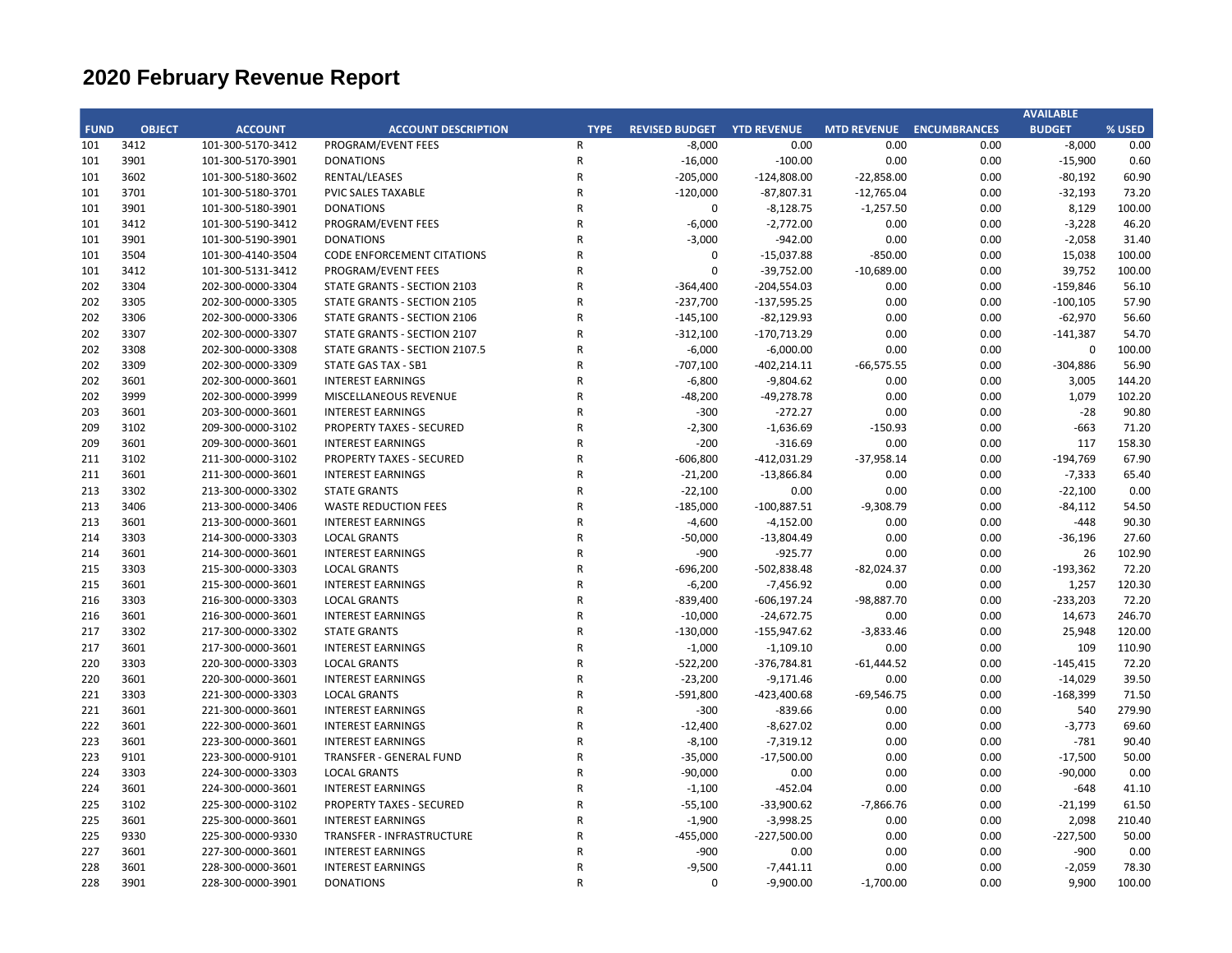# 2020 February Revenue Report

| FUND | OBJECT | ACCOUNT | ACCOUNT DESCRIPTION | TYPE | REVISED BUDGET | YTD REVENUE | MTD REVENUE | ENCUMBRANCES | AVAILABLE BUDGET | % USED |
|---|---|---|---|---|---|---|---|---|---|---|
| 101 | 3412 | 101-300-5170-3412 | PROGRAM/EVENT FEES | R | -8,000 | 0.00 | 0.00 | 0.00 | -8,000 | 0.00 |
| 101 | 3901 | 101-300-5170-3901 | DONATIONS | R | -16,000 | -100.00 | 0.00 | 0.00 | -15,900 | 0.60 |
| 101 | 3602 | 101-300-5180-3602 | RENTAL/LEASES | R | -205,000 | -124,808.00 | -22,858.00 | 0.00 | -80,192 | 60.90 |
| 101 | 3701 | 101-300-5180-3701 | PVIC SALES TAXABLE | R | -120,000 | -87,807.31 | -12,765.04 | 0.00 | -32,193 | 73.20 |
| 101 | 3901 | 101-300-5180-3901 | DONATIONS | R | 0 | -8,128.75 | -1,257.50 | 0.00 | 8,129 | 100.00 |
| 101 | 3412 | 101-300-5190-3412 | PROGRAM/EVENT FEES | R | -6,000 | -2,772.00 | 0.00 | 0.00 | -3,228 | 46.20 |
| 101 | 3901 | 101-300-5190-3901 | DONATIONS | R | -3,000 | -942.00 | 0.00 | 0.00 | -2,058 | 31.40 |
| 101 | 3504 | 101-300-4140-3504 | CODE ENFORCEMENT CITATIONS | R | 0 | -15,037.88 | -850.00 | 0.00 | 15,038 | 100.00 |
| 101 | 3412 | 101-300-5131-3412 | PROGRAM/EVENT FEES | R | 0 | -39,752.00 | -10,689.00 | 0.00 | 39,752 | 100.00 |
| 202 | 3304 | 202-300-0000-3304 | STATE GRANTS - SECTION 2103 | R | -364,400 | -204,554.03 | 0.00 | 0.00 | -159,846 | 56.10 |
| 202 | 3305 | 202-300-0000-3305 | STATE GRANTS - SECTION 2105 | R | -237,700 | -137,595.25 | 0.00 | 0.00 | -100,105 | 57.90 |
| 202 | 3306 | 202-300-0000-3306 | STATE GRANTS - SECTION 2106 | R | -145,100 | -82,129.93 | 0.00 | 0.00 | -62,970 | 56.60 |
| 202 | 3307 | 202-300-0000-3307 | STATE GRANTS - SECTION 2107 | R | -312,100 | -170,713.29 | 0.00 | 0.00 | -141,387 | 54.70 |
| 202 | 3308 | 202-300-0000-3308 | STATE GRANTS - SECTION 2107.5 | R | -6,000 | -6,000.00 | 0.00 | 0.00 | 0 | 100.00 |
| 202 | 3309 | 202-300-0000-3309 | STATE GAS TAX - SB1 | R | -707,100 | -402,214.11 | -66,575.55 | 0.00 | -304,886 | 56.90 |
| 202 | 3601 | 202-300-0000-3601 | INTEREST EARNINGS | R | -6,800 | -9,804.62 | 0.00 | 0.00 | 3,005 | 144.20 |
| 202 | 3999 | 202-300-0000-3999 | MISCELLANEOUS REVENUE | R | -48,200 | -49,278.78 | 0.00 | 0.00 | 1,079 | 102.20 |
| 203 | 3601 | 203-300-0000-3601 | INTEREST EARNINGS | R | -300 | -272.27 | 0.00 | 0.00 | -28 | 90.80 |
| 209 | 3102 | 209-300-0000-3102 | PROPERTY TAXES - SECURED | R | -2,300 | -1,636.69 | -150.93 | 0.00 | -663 | 71.20 |
| 209 | 3601 | 209-300-0000-3601 | INTEREST EARNINGS | R | -200 | -316.69 | 0.00 | 0.00 | 117 | 158.30 |
| 211 | 3102 | 211-300-0000-3102 | PROPERTY TAXES - SECURED | R | -606,800 | -412,031.29 | -37,958.14 | 0.00 | -194,769 | 67.90 |
| 211 | 3601 | 211-300-0000-3601 | INTEREST EARNINGS | R | -21,200 | -13,866.84 | 0.00 | 0.00 | -7,333 | 65.40 |
| 213 | 3302 | 213-300-0000-3302 | STATE GRANTS | R | -22,100 | 0.00 | 0.00 | 0.00 | -22,100 | 0.00 |
| 213 | 3406 | 213-300-0000-3406 | WASTE REDUCTION FEES | R | -185,000 | -100,887.51 | -9,308.79 | 0.00 | -84,112 | 54.50 |
| 213 | 3601 | 213-300-0000-3601 | INTEREST EARNINGS | R | -4,600 | -4,152.00 | 0.00 | 0.00 | -448 | 90.30 |
| 214 | 3303 | 214-300-0000-3303 | LOCAL GRANTS | R | -50,000 | -13,804.49 | 0.00 | 0.00 | -36,196 | 27.60 |
| 214 | 3601 | 214-300-0000-3601 | INTEREST EARNINGS | R | -900 | -925.77 | 0.00 | 0.00 | 26 | 102.90 |
| 215 | 3303 | 215-300-0000-3303 | LOCAL GRANTS | R | -696,200 | -502,838.48 | -82,024.37 | 0.00 | -193,362 | 72.20 |
| 215 | 3601 | 215-300-0000-3601 | INTEREST EARNINGS | R | -6,200 | -7,456.92 | 0.00 | 0.00 | 1,257 | 120.30 |
| 216 | 3303 | 216-300-0000-3303 | LOCAL GRANTS | R | -839,400 | -606,197.24 | -98,887.70 | 0.00 | -233,203 | 72.20 |
| 216 | 3601 | 216-300-0000-3601 | INTEREST EARNINGS | R | -10,000 | -24,672.75 | 0.00 | 0.00 | 14,673 | 246.70 |
| 217 | 3302 | 217-300-0000-3302 | STATE GRANTS | R | -130,000 | -155,947.62 | -3,833.46 | 0.00 | 25,948 | 120.00 |
| 217 | 3601 | 217-300-0000-3601 | INTEREST EARNINGS | R | -1,000 | -1,109.10 | 0.00 | 0.00 | 109 | 110.90 |
| 220 | 3303 | 220-300-0000-3303 | LOCAL GRANTS | R | -522,200 | -376,784.81 | -61,444.52 | 0.00 | -145,415 | 72.20 |
| 220 | 3601 | 220-300-0000-3601 | INTEREST EARNINGS | R | -23,200 | -9,171.46 | 0.00 | 0.00 | -14,029 | 39.50 |
| 221 | 3303 | 221-300-0000-3303 | LOCAL GRANTS | R | -591,800 | -423,400.68 | -69,546.75 | 0.00 | -168,399 | 71.50 |
| 221 | 3601 | 221-300-0000-3601 | INTEREST EARNINGS | R | -300 | -839.66 | 0.00 | 0.00 | 540 | 279.90 |
| 222 | 3601 | 222-300-0000-3601 | INTEREST EARNINGS | R | -12,400 | -8,627.02 | 0.00 | 0.00 | -3,773 | 69.60 |
| 223 | 3601 | 223-300-0000-3601 | INTEREST EARNINGS | R | -8,100 | -7,319.12 | 0.00 | 0.00 | -781 | 90.40 |
| 223 | 9101 | 223-300-0000-9101 | TRANSFER - GENERAL FUND | R | -35,000 | -17,500.00 | 0.00 | 0.00 | -17,500 | 50.00 |
| 224 | 3303 | 224-300-0000-3303 | LOCAL GRANTS | R | -90,000 | 0.00 | 0.00 | 0.00 | -90,000 | 0.00 |
| 224 | 3601 | 224-300-0000-3601 | INTEREST EARNINGS | R | -1,100 | -452.04 | 0.00 | 0.00 | -648 | 41.10 |
| 225 | 3102 | 225-300-0000-3102 | PROPERTY TAXES - SECURED | R | -55,100 | -33,900.62 | -7,866.76 | 0.00 | -21,199 | 61.50 |
| 225 | 3601 | 225-300-0000-3601 | INTEREST EARNINGS | R | -1,900 | -3,998.25 | 0.00 | 0.00 | 2,098 | 210.40 |
| 225 | 9330 | 225-300-0000-9330 | TRANSFER - INFRASTRUCTURE | R | -455,000 | -227,500.00 | 0.00 | 0.00 | -227,500 | 50.00 |
| 227 | 3601 | 227-300-0000-3601 | INTEREST EARNINGS | R | -900 | 0.00 | 0.00 | 0.00 | -900 | 0.00 |
| 228 | 3601 | 228-300-0000-3601 | INTEREST EARNINGS | R | -9,500 | -7,441.11 | 0.00 | 0.00 | -2,059 | 78.30 |
| 228 | 3901 | 228-300-0000-3901 | DONATIONS | R | 0 | -9,900.00 | -1,700.00 | 0.00 | 9,900 | 100.00 |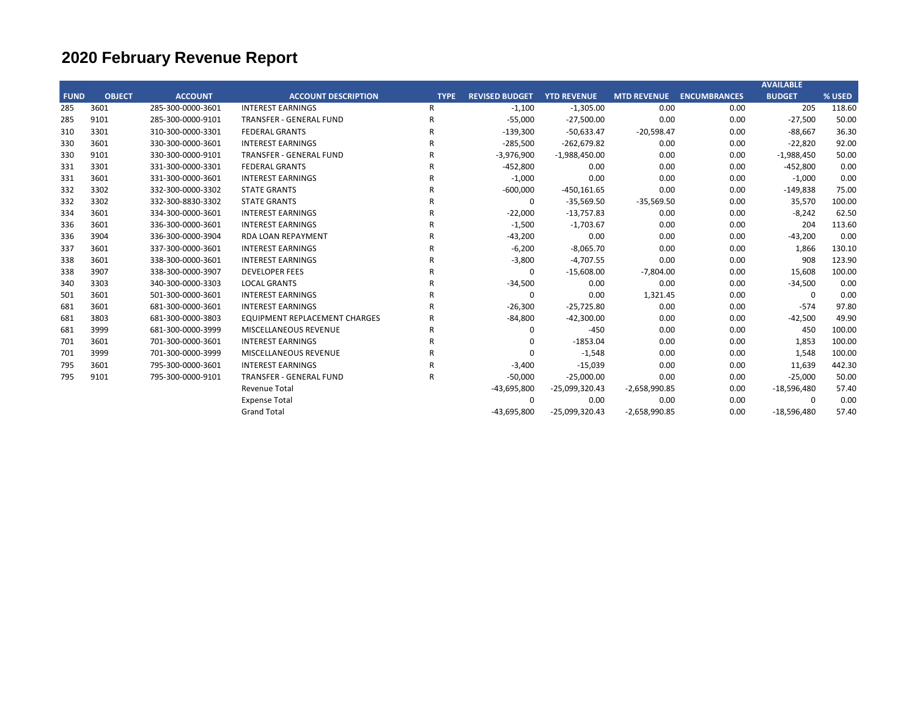# 2020 February Revenue Report

| FUND | OBJECT | ACCOUNT | ACCOUNT DESCRIPTION | TYPE | REVISED BUDGET | YTD REVENUE | MTD REVENUE | ENCUMBRANCES | AVAILABLE BUDGET | % USED |
|---|---|---|---|---|---|---|---|---|---|---|
| 285 | 3601 | 285-300-0000-3601 | INTEREST EARNINGS | R | -1,100 | -1,305.00 | 0.00 | 0.00 | 205 | 118.60 |
| 285 | 9101 | 285-300-0000-9101 | TRANSFER - GENERAL FUND | R | -55,000 | -27,500.00 | 0.00 | 0.00 | -27,500 | 50.00 |
| 310 | 3301 | 310-300-0000-3301 | FEDERAL GRANTS | R | -139,300 | -50,633.47 | -20,598.47 | 0.00 | -88,667 | 36.30 |
| 330 | 3601 | 330-300-0000-3601 | INTEREST EARNINGS | R | -285,500 | -262,679.82 | 0.00 | 0.00 | -22,820 | 92.00 |
| 330 | 9101 | 330-300-0000-9101 | TRANSFER - GENERAL FUND | R | -3,976,900 | -1,988,450.00 | 0.00 | 0.00 | -1,988,450 | 50.00 |
| 331 | 3301 | 331-300-0000-3301 | FEDERAL GRANTS | R | -452,800 | 0.00 | 0.00 | 0.00 | -452,800 | 0.00 |
| 331 | 3601 | 331-300-0000-3601 | INTEREST EARNINGS | R | -1,000 | 0.00 | 0.00 | 0.00 | -1,000 | 0.00 |
| 332 | 3302 | 332-300-0000-3302 | STATE GRANTS | R | -600,000 | -450,161.65 | 0.00 | 0.00 | -149,838 | 75.00 |
| 332 | 3302 | 332-300-8830-3302 | STATE GRANTS | R | 0 | -35,569.50 | -35,569.50 | 0.00 | 35,570 | 100.00 |
| 334 | 3601 | 334-300-0000-3601 | INTEREST EARNINGS | R | -22,000 | -13,757.83 | 0.00 | 0.00 | -8,242 | 62.50 |
| 336 | 3601 | 336-300-0000-3601 | INTEREST EARNINGS | R | -1,500 | -1,703.67 | 0.00 | 0.00 | 204 | 113.60 |
| 336 | 3904 | 336-300-0000-3904 | RDA LOAN REPAYMENT | R | -43,200 | 0.00 | 0.00 | 0.00 | -43,200 | 0.00 |
| 337 | 3601 | 337-300-0000-3601 | INTEREST EARNINGS | R | -6,200 | -8,065.70 | 0.00 | 0.00 | 1,866 | 130.10 |
| 338 | 3601 | 338-300-0000-3601 | INTEREST EARNINGS | R | -3,800 | -4,707.55 | 0.00 | 0.00 | 908 | 123.90 |
| 338 | 3907 | 338-300-0000-3907 | DEVELOPER FEES | R | 0 | -15,608.00 | -7,804.00 | 0.00 | 15,608 | 100.00 |
| 340 | 3303 | 340-300-0000-3303 | LOCAL GRANTS | R | -34,500 | 0.00 | 0.00 | 0.00 | -34,500 | 0.00 |
| 501 | 3601 | 501-300-0000-3601 | INTEREST EARNINGS | R | 0 | 0.00 | 1,321.45 | 0.00 | 0 | 0.00 |
| 681 | 3601 | 681-300-0000-3601 | INTEREST EARNINGS | R | -26,300 | -25,725.80 | 0.00 | 0.00 | -574 | 97.80 |
| 681 | 3803 | 681-300-0000-3803 | EQUIPMENT REPLACEMENT CHARGES | R | -84,800 | -42,300.00 | 0.00 | 0.00 | -42,500 | 49.90 |
| 681 | 3999 | 681-300-0000-3999 | MISCELLANEOUS REVENUE | R | 0 | -450 | 0.00 | 0.00 | 450 | 100.00 |
| 701 | 3601 | 701-300-0000-3601 | INTEREST EARNINGS | R | 0 | -1853.04 | 0.00 | 0.00 | 1,853 | 100.00 |
| 701 | 3999 | 701-300-0000-3999 | MISCELLANEOUS REVENUE | R | 0 | -1,548 | 0.00 | 0.00 | 1,548 | 100.00 |
| 795 | 3601 | 795-300-0000-3601 | INTEREST EARNINGS | R | -3,400 | -15,039 | 0.00 | 0.00 | 11,639 | 442.30 |
| 795 | 9101 | 795-300-0000-9101 | TRANSFER - GENERAL FUND | R | -50,000 | -25,000.00 | 0.00 | 0.00 | -25,000 | 50.00 |
| | | | Revenue Total | | -43,695,800 | -25,099,320.43 | -2,658,990.85 | 0.00 | -18,596,480 | 57.40 |
| | | | Expense Total | | 0 | 0.00 | 0.00 | 0.00 | 0 | 0.00 |
| | | | Grand Total | | -43,695,800 | -25,099,320.43 | -2,658,990.85 | 0.00 | -18,596,480 | 57.40 |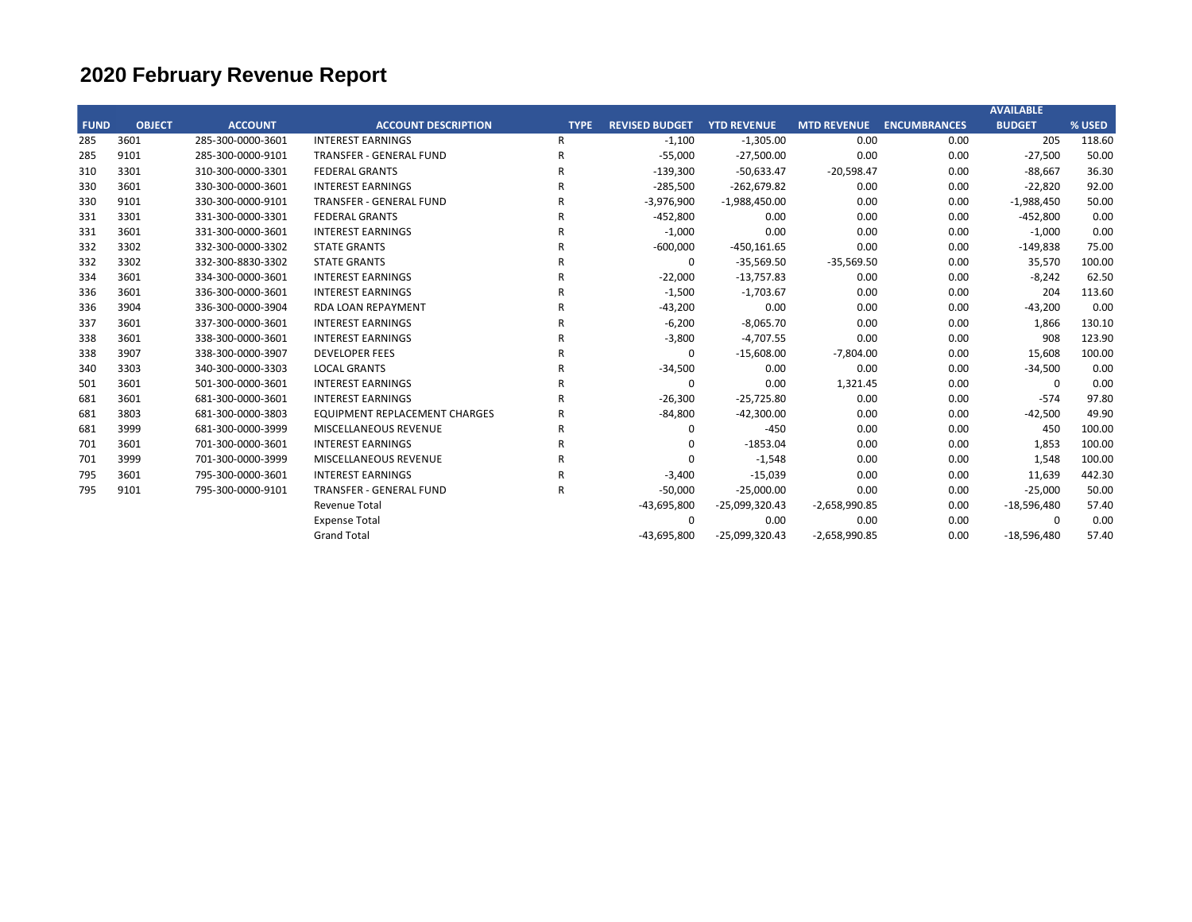# 2020 February Revenue Report

| FUND | OBJECT | ACCOUNT | ACCOUNT DESCRIPTION | TYPE | REVISED BUDGET | YTD REVENUE | MTD REVENUE | ENCUMBRANCES | AVAILABLE BUDGET | % USED |
|---|---|---|---|---|---|---|---|---|---|---|
| 285 | 3601 | 285-300-0000-3601 | INTEREST EARNINGS | R | -1,100 | -1,305.00 | 0.00 | 0.00 | 205 | 118.60 |
| 285 | 9101 | 285-300-0000-9101 | TRANSFER - GENERAL FUND | R | -55,000 | -27,500.00 | 0.00 | 0.00 | -27,500 | 50.00 |
| 310 | 3301 | 310-300-0000-3301 | FEDERAL GRANTS | R | -139,300 | -50,633.47 | -20,598.47 | 0.00 | -88,667 | 36.30 |
| 330 | 3601 | 330-300-0000-3601 | INTEREST EARNINGS | R | -285,500 | -262,679.82 | 0.00 | 0.00 | -22,820 | 92.00 |
| 330 | 9101 | 330-300-0000-9101 | TRANSFER - GENERAL FUND | R | -3,976,900 | -1,988,450.00 | 0.00 | 0.00 | -1,988,450 | 50.00 |
| 331 | 3301 | 331-300-0000-3301 | FEDERAL GRANTS | R | -452,800 | 0.00 | 0.00 | 0.00 | -452,800 | 0.00 |
| 331 | 3601 | 331-300-0000-3601 | INTEREST EARNINGS | R | -1,000 | 0.00 | 0.00 | 0.00 | -1,000 | 0.00 |
| 332 | 3302 | 332-300-0000-3302 | STATE GRANTS | R | -600,000 | -450,161.65 | 0.00 | 0.00 | -149,838 | 75.00 |
| 332 | 3302 | 332-300-8830-3302 | STATE GRANTS | R | 0 | -35,569.50 | -35,569.50 | 0.00 | 35,570 | 100.00 |
| 334 | 3601 | 334-300-0000-3601 | INTEREST EARNINGS | R | -22,000 | -13,757.83 | 0.00 | 0.00 | -8,242 | 62.50 |
| 336 | 3601 | 336-300-0000-3601 | INTEREST EARNINGS | R | -1,500 | -1,703.67 | 0.00 | 0.00 | 204 | 113.60 |
| 336 | 3904 | 336-300-0000-3904 | RDA LOAN REPAYMENT | R | -43,200 | 0.00 | 0.00 | 0.00 | -43,200 | 0.00 |
| 337 | 3601 | 337-300-0000-3601 | INTEREST EARNINGS | R | -6,200 | -8,065.70 | 0.00 | 0.00 | 1,866 | 130.10 |
| 338 | 3601 | 338-300-0000-3601 | INTEREST EARNINGS | R | -3,800 | -4,707.55 | 0.00 | 0.00 | 908 | 123.90 |
| 338 | 3907 | 338-300-0000-3907 | DEVELOPER FEES | R | 0 | -15,608.00 | -7,804.00 | 0.00 | 15,608 | 100.00 |
| 340 | 3303 | 340-300-0000-3303 | LOCAL GRANTS | R | -34,500 | 0.00 | 0.00 | 0.00 | -34,500 | 0.00 |
| 501 | 3601 | 501-300-0000-3601 | INTEREST EARNINGS | R | 0 | 0.00 | 1,321.45 | 0.00 | 0 | 0.00 |
| 681 | 3601 | 681-300-0000-3601 | INTEREST EARNINGS | R | -26,300 | -25,725.80 | 0.00 | 0.00 | -574 | 97.80 |
| 681 | 3803 | 681-300-0000-3803 | EQUIPMENT REPLACEMENT CHARGES | R | -84,800 | -42,300.00 | 0.00 | 0.00 | -42,500 | 49.90 |
| 681 | 3999 | 681-300-0000-3999 | MISCELLANEOUS REVENUE | R | 0 | -450 | 0.00 | 0.00 | 450 | 100.00 |
| 701 | 3601 | 701-300-0000-3601 | INTEREST EARNINGS | R | 0 | -1853.04 | 0.00 | 0.00 | 1,853 | 100.00 |
| 701 | 3999 | 701-300-0000-3999 | MISCELLANEOUS REVENUE | R | 0 | -1,548 | 0.00 | 0.00 | 1,548 | 100.00 |
| 795 | 3601 | 795-300-0000-3601 | INTEREST EARNINGS | R | -3,400 | -15,039 | 0.00 | 0.00 | 11,639 | 442.30 |
| 795 | 9101 | 795-300-0000-9101 | TRANSFER - GENERAL FUND | R | -50,000 | -25,000.00 | 0.00 | 0.00 | -25,000 | 50.00 |
| | | | Revenue Total | | -43,695,800 | -25,099,320.43 | -2,658,990.85 | 0.00 | -18,596,480 | 57.40 |
| | | | Expense Total | | 0 | 0.00 | 0.00 | 0.00 | 0 | 0.00 |
| | | | Grand Total | | -43,695,800 | -25,099,320.43 | -2,658,990.85 | 0.00 | -18,596,480 | 57.40 |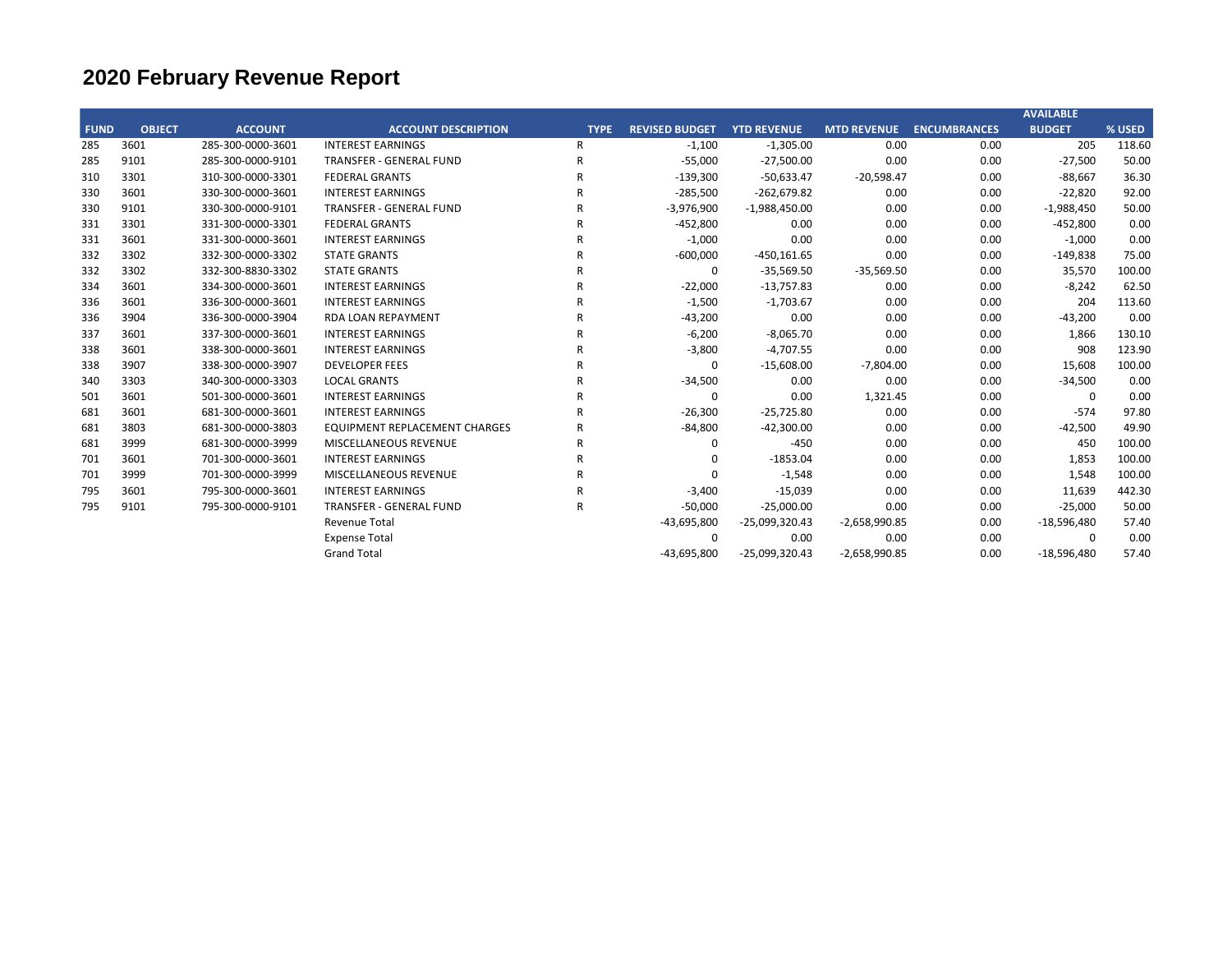# 2020 February Revenue Report

| FUND | OBJECT | ACCOUNT | ACCOUNT DESCRIPTION | TYPE | REVISED BUDGET | YTD REVENUE | MTD REVENUE | ENCUMBRANCES | AVAILABLE BUDGET | % USED |
|---|---|---|---|---|---|---|---|---|---|---|
| 285 | 3601 | 285-300-0000-3601 | INTEREST EARNINGS | R | -1,100 | -1,305.00 | 0.00 | 0.00 | 205 | 118.60 |
| 285 | 9101 | 285-300-0000-9101 | TRANSFER - GENERAL FUND | R | -55,000 | -27,500.00 | 0.00 | 0.00 | -27,500 | 50.00 |
| 310 | 3301 | 310-300-0000-3301 | FEDERAL GRANTS | R | -139,300 | -50,633.47 | -20,598.47 | 0.00 | -88,667 | 36.30 |
| 330 | 3601 | 330-300-0000-3601 | INTEREST EARNINGS | R | -285,500 | -262,679.82 | 0.00 | 0.00 | -22,820 | 92.00 |
| 330 | 9101 | 330-300-0000-9101 | TRANSFER - GENERAL FUND | R | -3,976,900 | -1,988,450.00 | 0.00 | 0.00 | -1,988,450 | 50.00 |
| 331 | 3301 | 331-300-0000-3301 | FEDERAL GRANTS | R | -452,800 | 0.00 | 0.00 | 0.00 | -452,800 | 0.00 |
| 331 | 3601 | 331-300-0000-3601 | INTEREST EARNINGS | R | -1,000 | 0.00 | 0.00 | 0.00 | -1,000 | 0.00 |
| 332 | 3302 | 332-300-0000-3302 | STATE GRANTS | R | -600,000 | -450,161.65 | 0.00 | 0.00 | -149,838 | 75.00 |
| 332 | 3302 | 332-300-8830-3302 | STATE GRANTS | R | 0 | -35,569.50 | -35,569.50 | 0.00 | 35,570 | 100.00 |
| 334 | 3601 | 334-300-0000-3601 | INTEREST EARNINGS | R | -22,000 | -13,757.83 | 0.00 | 0.00 | -8,242 | 62.50 |
| 336 | 3601 | 336-300-0000-3601 | INTEREST EARNINGS | R | -1,500 | -1,703.67 | 0.00 | 0.00 | 204 | 113.60 |
| 336 | 3904 | 336-300-0000-3904 | RDA LOAN REPAYMENT | R | -43,200 | 0.00 | 0.00 | 0.00 | -43,200 | 0.00 |
| 337 | 3601 | 337-300-0000-3601 | INTEREST EARNINGS | R | -6,200 | -8,065.70 | 0.00 | 0.00 | 1,866 | 130.10 |
| 338 | 3601 | 338-300-0000-3601 | INTEREST EARNINGS | R | -3,800 | -4,707.55 | 0.00 | 0.00 | 908 | 123.90 |
| 338 | 3907 | 338-300-0000-3907 | DEVELOPER FEES | R | 0 | -15,608.00 | -7,804.00 | 0.00 | 15,608 | 100.00 |
| 340 | 3303 | 340-300-0000-3303 | LOCAL GRANTS | R | -34,500 | 0.00 | 0.00 | 0.00 | -34,500 | 0.00 |
| 501 | 3601 | 501-300-0000-3601 | INTEREST EARNINGS | R | 0 | 0.00 | 1,321.45 | 0.00 | 0 | 0.00 |
| 681 | 3601 | 681-300-0000-3601 | INTEREST EARNINGS | R | -26,300 | -25,725.80 | 0.00 | 0.00 | -574 | 97.80 |
| 681 | 3803 | 681-300-0000-3803 | EQUIPMENT REPLACEMENT CHARGES | R | -84,800 | -42,300.00 | 0.00 | 0.00 | -42,500 | 49.90 |
| 681 | 3999 | 681-300-0000-3999 | MISCELLANEOUS REVENUE | R | 0 | -450 | 0.00 | 0.00 | 450 | 100.00 |
| 701 | 3601 | 701-300-0000-3601 | INTEREST EARNINGS | R | 0 | -1853.04 | 0.00 | 0.00 | 1,853 | 100.00 |
| 701 | 3999 | 701-300-0000-3999 | MISCELLANEOUS REVENUE | R | 0 | -1,548 | 0.00 | 0.00 | 1,548 | 100.00 |
| 795 | 3601 | 795-300-0000-3601 | INTEREST EARNINGS | R | -3,400 | -15,039 | 0.00 | 0.00 | 11,639 | 442.30 |
| 795 | 9101 | 795-300-0000-9101 | TRANSFER - GENERAL FUND | R | -50,000 | -25,000.00 | 0.00 | 0.00 | -25,000 | 50.00 |
| | | | Revenue Total | | -43,695,800 | -25,099,320.43 | -2,658,990.85 | 0.00 | -18,596,480 | 57.40 |
| | | | Expense Total | | 0 | 0.00 | 0.00 | 0.00 | 0 | 0.00 |
| | | | Grand Total | | -43,695,800 | -25,099,320.43 | -2,658,990.85 | 0.00 | -18,596,480 | 57.40 |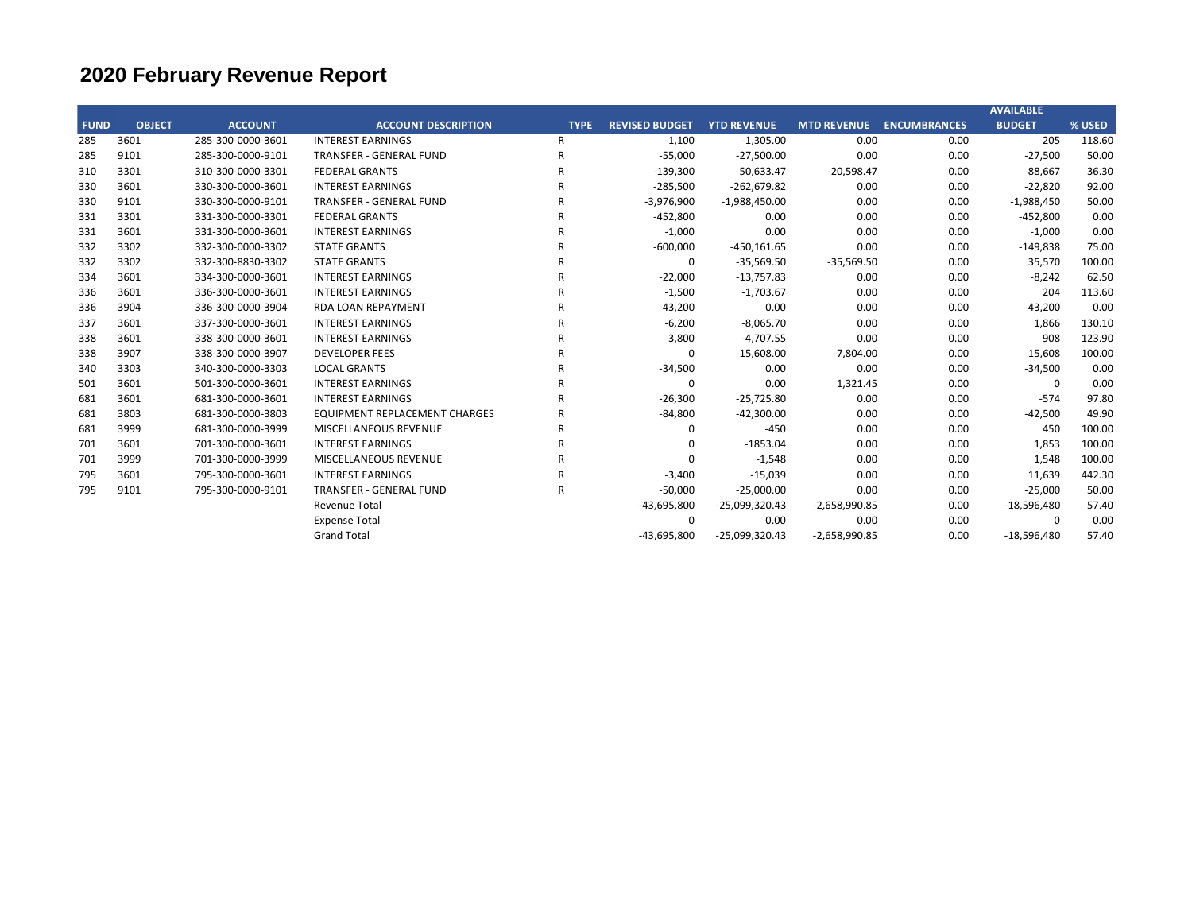# 2020 February Revenue Report

| FUND | OBJECT | ACCOUNT | ACCOUNT DESCRIPTION | TYPE | REVISED BUDGET | YTD REVENUE | MTD REVENUE | ENCUMBRANCES | AVAILABLE BUDGET | % USED |
|---|---|---|---|---|---|---|---|---|---|---|
| 285 | 3601 | 285-300-0000-3601 | INTEREST EARNINGS | R | -1,100 | -1,305.00 | 0.00 | 0.00 | 205 | 118.60 |
| 285 | 9101 | 285-300-0000-9101 | TRANSFER - GENERAL FUND | R | -55,000 | -27,500.00 | 0.00 | 0.00 | -27,500 | 50.00 |
| 310 | 3301 | 310-300-0000-3301 | FEDERAL GRANTS | R | -139,300 | -50,633.47 | -20,598.47 | 0.00 | -88,667 | 36.30 |
| 330 | 3601 | 330-300-0000-3601 | INTEREST EARNINGS | R | -285,500 | -262,679.82 | 0.00 | 0.00 | -22,820 | 92.00 |
| 330 | 9101 | 330-300-0000-9101 | TRANSFER - GENERAL FUND | R | -3,976,900 | -1,988,450.00 | 0.00 | 0.00 | -1,988,450 | 50.00 |
| 331 | 3301 | 331-300-0000-3301 | FEDERAL GRANTS | R | -452,800 | 0.00 | 0.00 | 0.00 | -452,800 | 0.00 |
| 331 | 3601 | 331-300-0000-3601 | INTEREST EARNINGS | R | -1,000 | 0.00 | 0.00 | 0.00 | -1,000 | 0.00 |
| 332 | 3302 | 332-300-0000-3302 | STATE GRANTS | R | -600,000 | -450,161.65 | 0.00 | 0.00 | -149,838 | 75.00 |
| 332 | 3302 | 332-300-8830-3302 | STATE GRANTS | R | 0 | -35,569.50 | -35,569.50 | 0.00 | 35,570 | 100.00 |
| 334 | 3601 | 334-300-0000-3601 | INTEREST EARNINGS | R | -22,000 | -13,757.83 | 0.00 | 0.00 | -8,242 | 62.50 |
| 336 | 3601 | 336-300-0000-3601 | INTEREST EARNINGS | R | -1,500 | -1,703.67 | 0.00 | 0.00 | 204 | 113.60 |
| 336 | 3904 | 336-300-0000-3904 | RDA LOAN REPAYMENT | R | -43,200 | 0.00 | 0.00 | 0.00 | -43,200 | 0.00 |
| 337 | 3601 | 337-300-0000-3601 | INTEREST EARNINGS | R | -6,200 | -8,065.70 | 0.00 | 0.00 | 1,866 | 130.10 |
| 338 | 3601 | 338-300-0000-3601 | INTEREST EARNINGS | R | -3,800 | -4,707.55 | 0.00 | 0.00 | 908 | 123.90 |
| 338 | 3907 | 338-300-0000-3907 | DEVELOPER FEES | R | 0 | -15,608.00 | -7,804.00 | 0.00 | 15,608 | 100.00 |
| 340 | 3303 | 340-300-0000-3303 | LOCAL GRANTS | R | -34,500 | 0.00 | 0.00 | 0.00 | -34,500 | 0.00 |
| 501 | 3601 | 501-300-0000-3601 | INTEREST EARNINGS | R | 0 | 0.00 | 1,321.45 | 0.00 | 0 | 0.00 |
| 681 | 3601 | 681-300-0000-3601 | INTEREST EARNINGS | R | -26,300 | -25,725.80 | 0.00 | 0.00 | -574 | 97.80 |
| 681 | 3803 | 681-300-0000-3803 | EQUIPMENT REPLACEMENT CHARGES | R | -84,800 | -42,300.00 | 0.00 | 0.00 | -42,500 | 49.90 |
| 681 | 3999 | 681-300-0000-3999 | MISCELLANEOUS REVENUE | R | 0 | -450 | 0.00 | 0.00 | 450 | 100.00 |
| 701 | 3601 | 701-300-0000-3601 | INTEREST EARNINGS | R | 0 | -1853.04 | 0.00 | 0.00 | 1,853 | 100.00 |
| 701 | 3999 | 701-300-0000-3999 | MISCELLANEOUS REVENUE | R | 0 | -1,548 | 0.00 | 0.00 | 1,548 | 100.00 |
| 795 | 3601 | 795-300-0000-3601 | INTEREST EARNINGS | R | -3,400 | -15,039 | 0.00 | 0.00 | 11,639 | 442.30 |
| 795 | 9101 | 795-300-0000-9101 | TRANSFER - GENERAL FUND | R | -50,000 | -25,000.00 | 0.00 | 0.00 | -25,000 | 50.00 |
| | | | Revenue Total | | -43,695,800 | -25,099,320.43 | -2,658,990.85 | 0.00 | -18,596,480 | 57.40 |
| | | | Expense Total | | 0 | 0.00 | 0.00 | 0.00 | 0 | 0.00 |
| | | | Grand Total | | -43,695,800 | -25,099,320.43 | -2,658,990.85 | 0.00 | -18,596,480 | 57.40 |